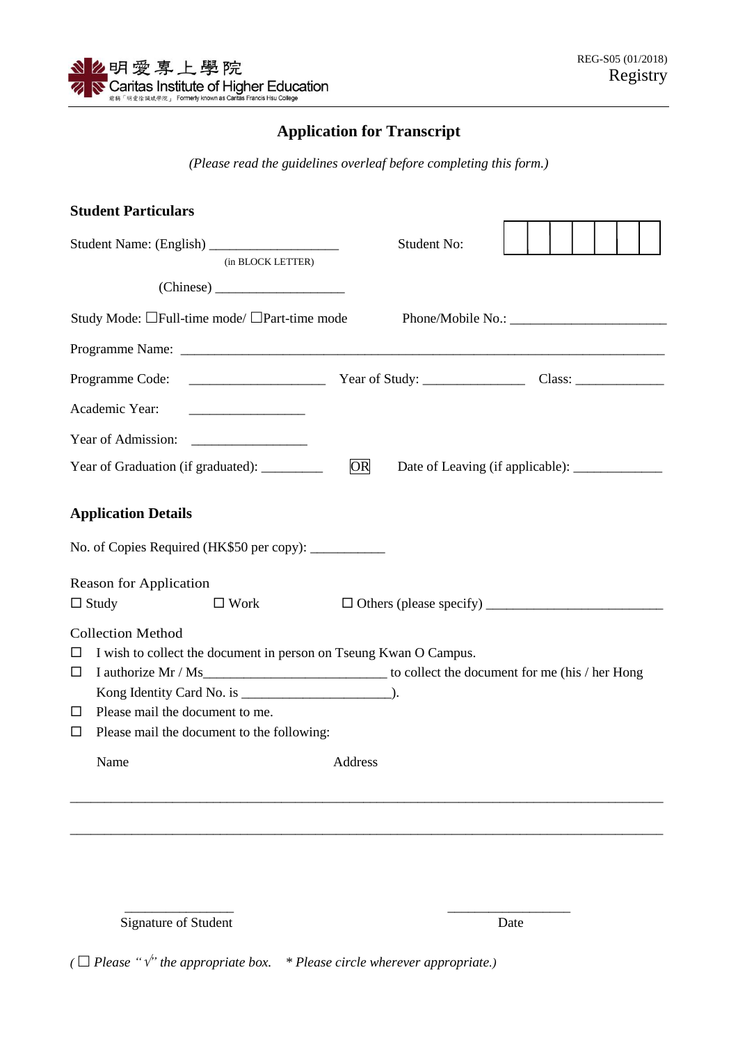明愛專上學院
Caritas Institute of Higher Education
前稱「明愛徐誠斌學院」 Formerly known as Caritas Francis Hsu College

REG-S05 (01/2018)
Registry

# Application for Transcript

*(Please read the guidelines overleaf before completing this form.)*

## Student Particulars

Student Name: (English) ___________________ (in BLOCK LETTER)     Student No: | | | | | | | |

(Chinese) ___________________

Study Mode: ☐Full-time mode/ ☐Part-time mode     Phone/Mobile No.: _______________________

Programme Name: ________________________________________________________________________

Programme Code: ____________________ Year of Study: _______________ Class: _____________

Academic Year: _________________

Year of Admission: _________________

Year of Graduation (if graduated): _________ OR Date of Leaving (if applicable): _____________

## Application Details

No. of Copies Required (HK$50 per copy): ___________

Reason for Application

☐ Study     ☐ Work     ☐ Others (please specify) __________________________

Collection Method

☐ I wish to collect the document in person on Tseung Kwan O Campus.

☐ I authorize Mr / Ms___________________________ to collect the document for me (his / her Hong Kong Identity Card No. is ______________________).

☐ Please mail the document to me.

☐ Please mail the document to the following:

Name     Address

________________________________________________________________________________________

________________________________________________________________________________________

________________     ________________

Signature of Student     Date

*( ☐ Please "√" the appropriate box.   * Please circle wherever appropriate.)*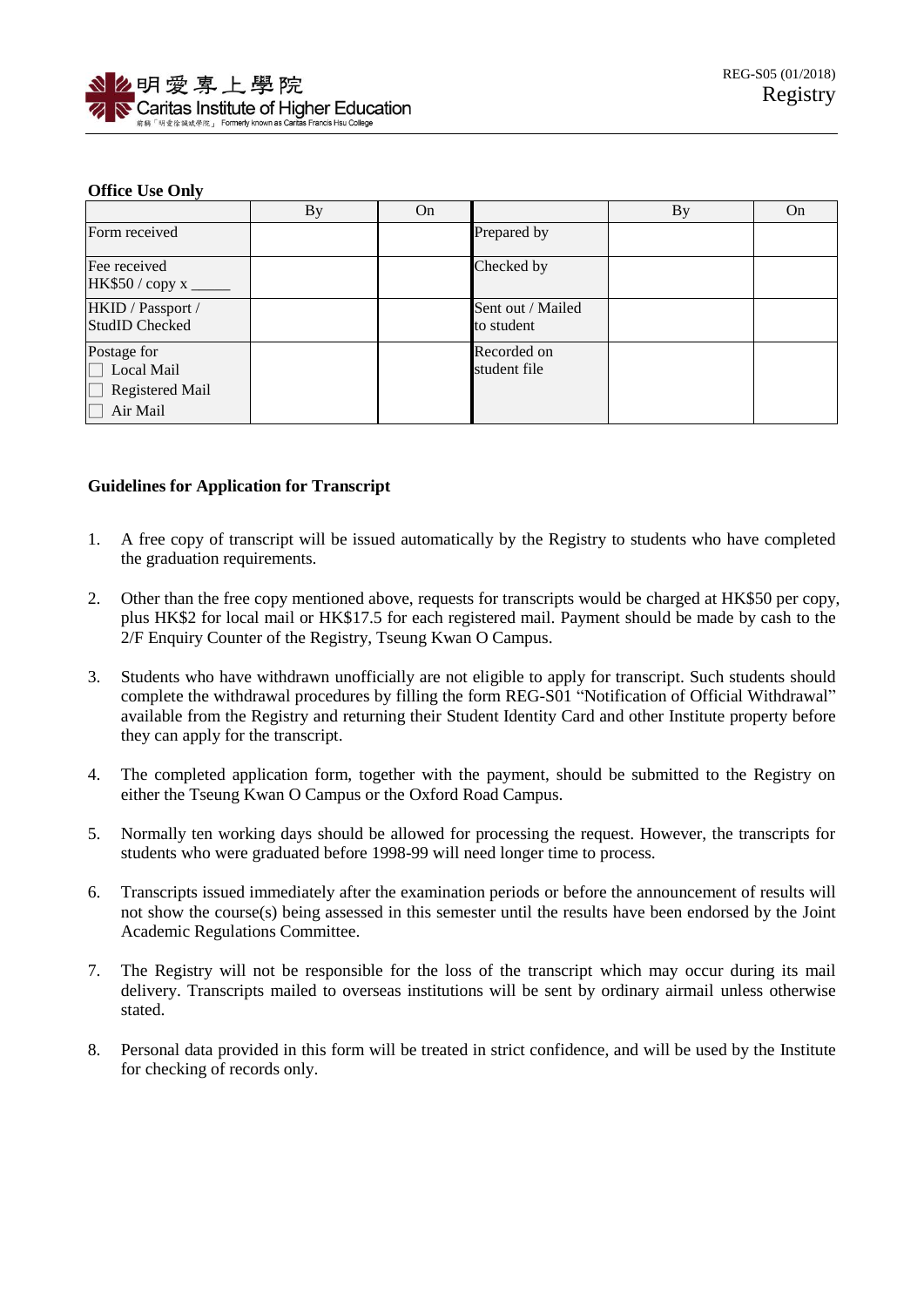明愛專上學院
Caritas Institute of Higher Education
前稱「明愛徐誠斌學院」 Formerly known as Caritas Francis Hsu College

REG-S05 (01/2018)
Registry

**Office Use Only**

| | By | On | | By | On |
|---|---|---|---|---|---|
| Form received | | | Prepared by | | |
| Fee received HK$50 / copy x _____ | | | Checked by | | |
| HKID / Passport / StudID Checked | | | Sent out / Mailed to student | | |
| Postage for ☐ Local Mail ☐ Registered Mail ☐ Air Mail | | | Recorded on student file | | |

**Guidelines for Application for Transcript**

1. A free copy of transcript will be issued automatically by the Registry to students who have completed the graduation requirements.

2. Other than the free copy mentioned above, requests for transcripts would be charged at HK$50 per copy, plus HK$2 for local mail or HK$17.5 for each registered mail. Payment should be made by cash to the 2/F Enquiry Counter of the Registry, Tseung Kwan O Campus.

3. Students who have withdrawn unofficially are not eligible to apply for transcript. Such students should complete the withdrawal procedures by filling the form REG-S01 "Notification of Official Withdrawal" available from the Registry and returning their Student Identity Card and other Institute property before they can apply for the transcript.

4. The completed application form, together with the payment, should be submitted to the Registry on either the Tseung Kwan O Campus or the Oxford Road Campus.

5. Normally ten working days should be allowed for processing the request. However, the transcripts for students who were graduated before 1998-99 will need longer time to process.

6. Transcripts issued immediately after the examination periods or before the announcement of results will not show the course(s) being assessed in this semester until the results have been endorsed by the Joint Academic Regulations Committee.

7. The Registry will not be responsible for the loss of the transcript which may occur during its mail delivery. Transcripts mailed to overseas institutions will be sent by ordinary airmail unless otherwise stated.

8. Personal data provided in this form will be treated in strict confidence, and will be used by the Institute for checking of records only.